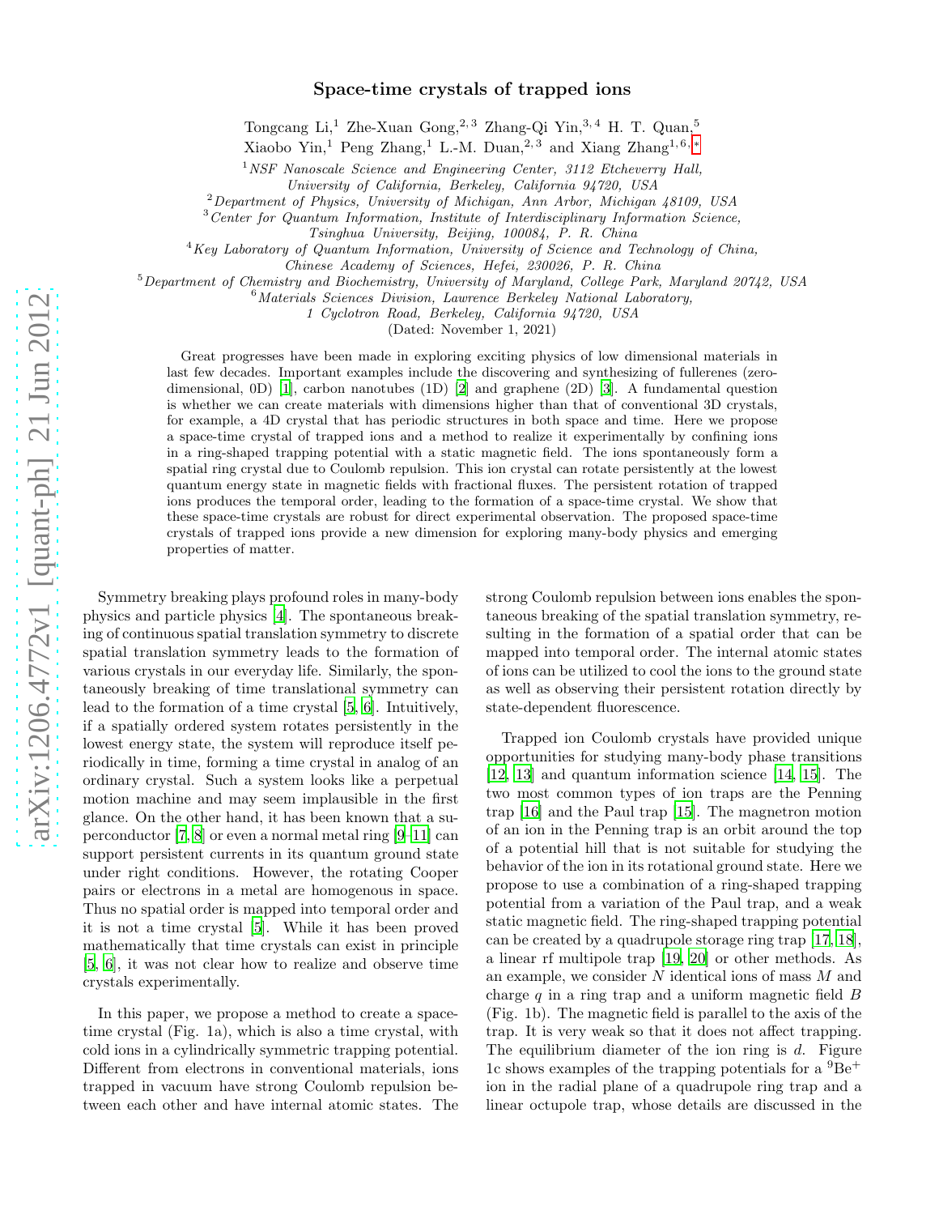# Space-time crystals of trapped ions

Tongcang Li,[1] Zhe-Xuan Gong,[2,3] Zhang-Qi Yin,[3,4] H. T. Quan,[5] Xiaobo Yin,[1] Peng Zhang,[1] L.-M. Duan,[2,3] and Xiang Zhang[1,6,*]

[1] *NSF Nanoscale Science and Engineering Center, 3112 Etcheverry Hall, University of California, Berkeley, California 94720, USA*
[2] *Department of Physics, University of Michigan, Ann Arbor, Michigan 48109, USA*
[3] *Center for Quantum Information, Institute of Interdisciplinary Information Science, Tsinghua University, Beijing, 100084, P. R. China*
[4] *Key Laboratory of Quantum Information, University of Science and Technology of China, Chinese Academy of Sciences, Hefei, 230026, P. R. China*
[5] *Department of Chemistry and Biochemistry, University of Maryland, College Park, Maryland 20742, USA*
[6] *Materials Sciences Division, Lawrence Berkeley National Laboratory, 1 Cyclotron Road, Berkeley, California 94720, USA*

(Dated: November 1, 2021)

Great progresses have been made in exploring exciting physics of low dimensional materials in last few decades. Important examples include the discovering and synthesizing of fullerenes (zero-dimensional, 0D) [1], carbon nanotubes (1D) [2] and graphene (2D) [3]. A fundamental question is whether we can create materials with dimensions higher than that of conventional 3D crystals, for example, a 4D crystal that has periodic structures in both space and time. Here we propose a space-time crystal of trapped ions and a method to realize it experimentally by confining ions in a ring-shaped trapping potential with a static magnetic field. The ions spontaneously form a spatial ring crystal due to Coulomb repulsion. This ion crystal can rotate persistently at the lowest quantum energy state in magnetic fields with fractional fluxes. The persistent rotation of trapped ions produces the temporal order, leading to the formation of a space-time crystal. We show that these space-time crystals are robust for direct experimental observation. The proposed space-time crystals of trapped ions provide a new dimension for exploring many-body physics and emerging properties of matter.

Symmetry breaking plays profound roles in many-body physics and particle physics [4]. The spontaneous breaking of continuous spatial translation symmetry to discrete spatial translation symmetry leads to the formation of various crystals in our everyday life. Similarly, the spontaneously breaking of time translational symmetry can lead to the formation of a time crystal [5, 6]. Intuitively, if a spatially ordered system rotates persistently in the lowest energy state, the system will reproduce itself periodically in time, forming a time crystal in analog of an ordinary crystal. Such a system looks like a perpetual motion machine and may seem implausible in the first glance. On the other hand, it has been known that a superconductor [7, 8] or even a normal metal ring [9–11] can support persistent currents in its quantum ground state under right conditions. However, the rotating Cooper pairs or electrons in a metal are homogenous in space. Thus no spatial order is mapped into temporal order and it is not a time crystal [5]. While it has been proved mathematically that time crystals can exist in principle [5, 6], it was not clear how to realize and observe time crystals experimentally.

In this paper, we propose a method to create a space-time crystal (Fig. 1a), which is also a time crystal, with cold ions in a cylindrically symmetric trapping potential. Different from electrons in conventional materials, ions trapped in vacuum have strong Coulomb repulsion between each other and have internal atomic states. The strong Coulomb repulsion between ions enables the spontaneous breaking of the spatial translation symmetry, resulting in the formation of a spatial order that can be mapped into temporal order. The internal atomic states of ions can be utilized to cool the ions to the ground state as well as observing their persistent rotation directly by state-dependent fluorescence.

Trapped ion Coulomb crystals have provided unique opportunities for studying many-body phase transitions [12, 13] and quantum information science [14, 15]. The two most common types of ion traps are the Penning trap [16] and the Paul trap [15]. The magnetron motion of an ion in the Penning trap is an orbit around the top of a potential hill that is not suitable for studying the behavior of the ion in its rotational ground state. Here we propose to use a combination of a ring-shaped trapping potential from a variation of the Paul trap, and a weak static magnetic field. The ring-shaped trapping potential can be created by a quadrupole storage ring trap [17, 18], a linear rf multipole trap [19, 20] or other methods. As an example, we consider $N$ identical ions of mass $M$ and charge $q$ in a ring trap and a uniform magnetic field $B$ (Fig. 1b). The magnetic field is parallel to the axis of the trap. It is very weak so that it does not affect trapping. The equilibrium diameter of the ion ring is $d$. Figure 1c shows examples of the trapping potentials for a $^9Be^+$ ion in the radial plane of a quadrupole ring trap and a linear octupole trap, whose details are discussed in the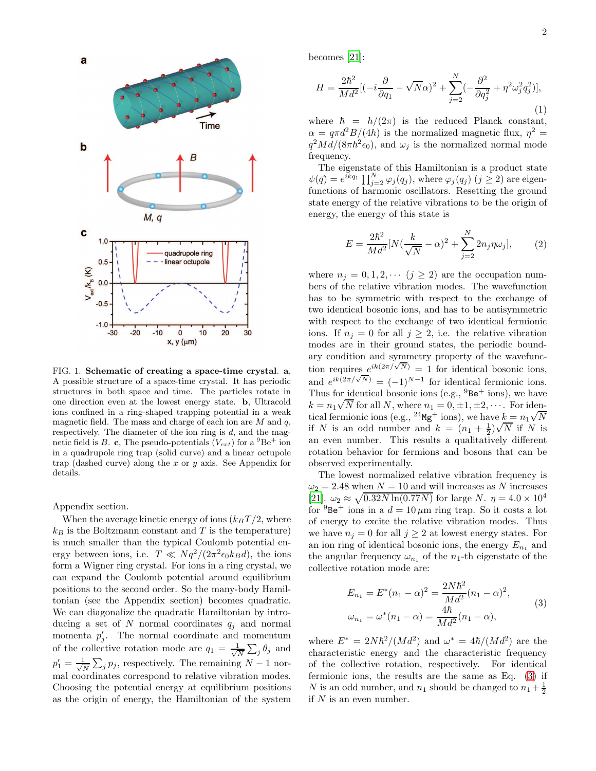a

Time

b

B

M, q

c

1.0

0.5

0.0

-0.5

-1.0

$V_{ext}/k_B$ (K)

-30 -20 -10 0 10 20 30

x, y (μm)

quadrupole ring

linear octupole

FIG. 1. **Schematic of creating a space-time crystal**. **a**, A possible structure of a space-time crystal. It has periodic structures in both space and time. The particles rotate in one direction even at the lowest energy state. **b**, Ultracold ions confined in a ring-shaped trapping potential in a weak magnetic field. The mass and charge of each ion are $M$ and $q$, respectively. The diameter of the ion ring is $d$, and the magnetic field is $B$. **c**, The pseudo-potentials ($V_{ext}$) for a $^9$Be$^+$ ion in a quadrupole ring trap (solid curve) and a linear octupole trap (dashed curve) along the $x$ or $y$ axis. See Appendix for details.

Appendix section.

When the average kinetic energy of ions ($k_BT/2$, where $k_B$ is the Boltzmann constant and $T$ is the temperature) is much smaller than the typical Coulomb potential energy between ions, i.e. $T \ll Nq^2/(2\pi^2\epsilon_0 k_B d)$, the ions form a Wigner ring crystal. For ions in a ring crystal, we can expand the Coulomb potential around equilibrium positions to the second order. So the many-body Hamiltonian (see the Appendix section) becomes quadratic. We can diagonalize the quadratic Hamiltonian by introducing a set of $N$ normal coordinates $q_j$ and normal momenta $p'_j$. The normal coordinate and momentum of the collective rotation mode are $q_1 = \frac{1}{\sqrt{N}}\sum_j \theta_j$ and $p'_1 = \frac{1}{\sqrt{N}}\sum_j p_j$, respectively. The remaining $N-1$ normal coordinates correspond to relative vibration modes. Choosing the potential energy at equilibrium positions as the origin of energy, the Hamiltonian of the system becomes [21]:

$$H = \frac{2\hbar^2}{Md^2}[(-i\frac{\partial}{\partial q_1} - \sqrt{N}\alpha)^2 + \sum_{j=2}^{N}(-\frac{\partial^2}{\partial q_j^2} + \eta^2\omega_j^2 q_j^2)], \tag{1}$$

where $\hbar = h/(2\pi)$ is the reduced Planck constant, $\alpha = q\pi d^2 B/(4h)$ is the normalized magnetic flux, $\eta^2 = q^2 Md/(8\pi\hbar^2\epsilon_0)$, and $\omega_j$ is the normalized normal mode frequency.

The eigenstate of this Hamiltonian is a product state $\psi(\vec{q}) = e^{ikq_1}\prod_{j=2}^{N}\varphi_j(q_j)$, where $\varphi_j(q_j)$ ($j \geq 2$) are eigenfunctions of harmonic oscillators. Resetting the ground state energy of the relative vibrations to be the origin of energy, the energy of this state is

$$E = \frac{2\hbar^2}{Md^2}[N(\frac{k}{\sqrt{N}} - \alpha)^2 + \sum_{j=2}^{N} 2n_j\eta\omega_j], \tag{2}$$

where $n_j = 0, 1, 2, \cdots$ ($j \geq 2$) are the occupation numbers of the relative vibration modes. The wavefunction has to be symmetric with respect to the exchange of two identical bosonic ions, and has to be antisymmetric with respect to the exchange of two identical fermionic ions. If $n_j = 0$ for all $j \geq 2$, i.e. the relative vibration modes are in their ground states, the periodic boundary condition and symmetry property of the wavefunction requires $e^{ik(2\pi/\sqrt{N})} = 1$ for identical bosonic ions, and $e^{ik(2\pi/\sqrt{N})} = (-1)^{N-1}$ for identical fermionic ions. Thus for identical bosonic ions (e.g., $^9$Be$^+$ ions), we have $k = n_1\sqrt{N}$ for all $N$, where $n_1 = 0, \pm1, \pm2, \cdots$. For identical fermionic ions (e.g., $^{24}$Mg$^+$ ions), we have $k = n_1\sqrt{N}$ if $N$ is an odd number and $k = (n_1 + \frac{1}{2})\sqrt{N}$ if $N$ is an even number. This results a qualitatively different rotation behavior for fermions and bosons that can be observed experimentally.

The lowest normalized relative vibration frequency is $\omega_2 = 2.48$ when $N = 10$ and will increases as $N$ increases [21]. $\omega_2 \approx \sqrt{0.32N\ln(0.77N)}$ for large $N$. $\eta = 4.0 \times 10^4$ for $^9$Be$^+$ ions in a $d = 10\,\mu$m ring trap. So it costs a lot of energy to excite the relative vibration modes. Thus we have $n_j = 0$ for all $j \geq 2$ at lowest energy states. For an ion ring of identical bosonic ions, the energy $E_{n_1}$ and the angular frequency $\omega_{n_1}$ of the $n_1$-th eigenstate of the collective rotation mode are:

$$\begin{aligned} E_{n_1} &= E^*(n_1 - \alpha)^2 = \frac{2N\hbar^2}{Md^2}(n_1 - \alpha)^2, \\ \omega_{n_1} &= \omega^*(n_1 - \alpha) = \frac{4\hbar}{Md^2}(n_1 - \alpha), \end{aligned} \tag{3}$$

where $E^* = 2N\hbar^2/(Md^2)$ and $\omega^* = 4\hbar/(Md^2)$ are the characteristic energy and the characteristic frequency of the collective rotation, respectively. For identical fermionic ions, the results are the same as Eq. (3) if $N$ is an odd number, and $n_1$ should be changed to $n_1 + \frac{1}{2}$ if $N$ is an even number.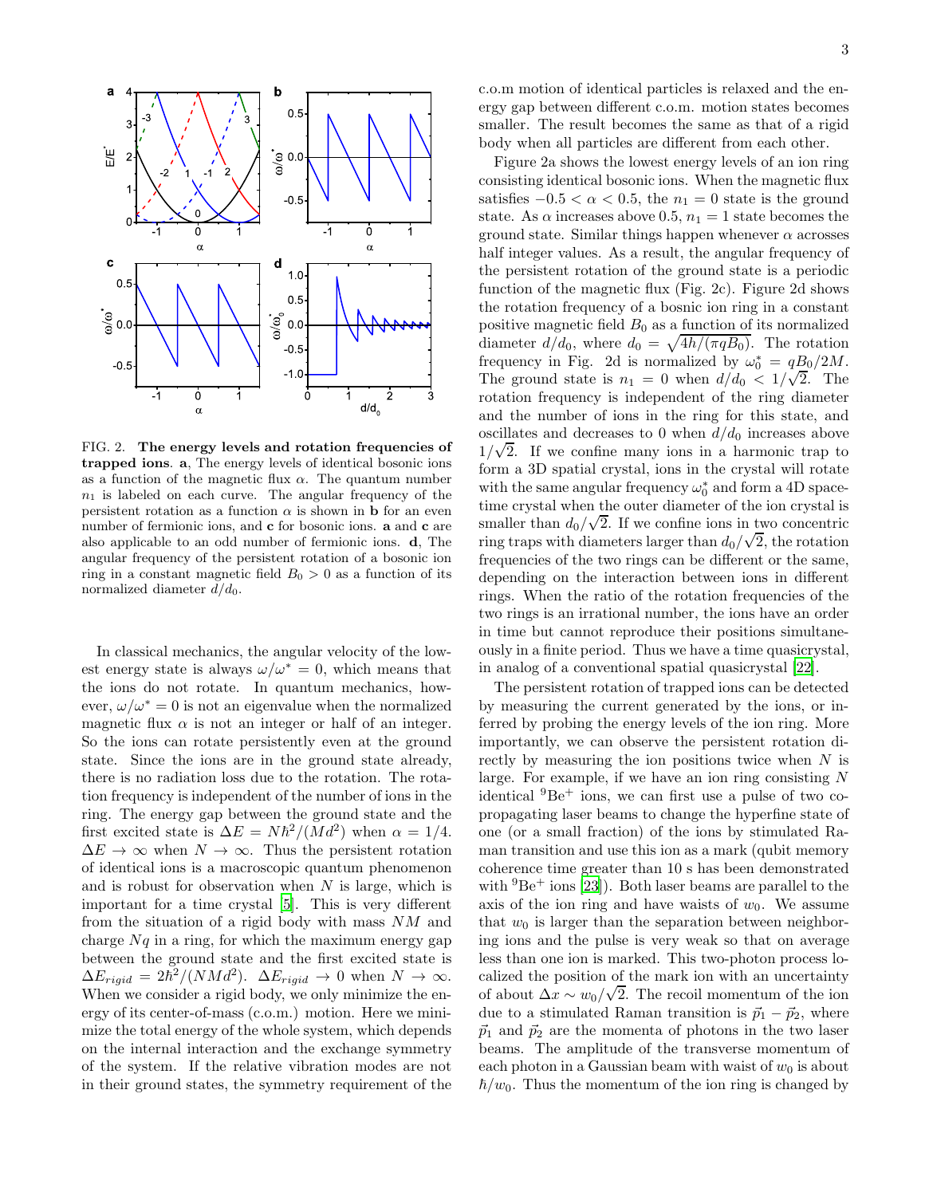a

4

3

2

1

0

E/E*

-3

-2

1

-1

2

3

0

-1

0

1

α

b

0.5

0.0

-0.5

ω/ω*

-1

0

1

α

c

0.5

0.0

-0.5

ω/ω*

-1

0

1

α

d

1.0

0.5

0.0

-0.5

-1.0

ω/ω*₀

0

1

2

3

d/d₀

FIG. 2. **The energy levels and rotation frequencies of trapped ions**. **a**, The energy levels of identical bosonic ions as a function of the magnetic flux $\alpha$. The quantum number $n_1$ is labeled on each curve. The angular frequency of the persistent rotation as a function $\alpha$ is shown in **b** for an even number of fermionic ions, and **c** for bosonic ions. **a** and **c** are also applicable to an odd number of fermionic ions. **d**, The angular frequency of the persistent rotation of a bosonic ion ring in a constant magnetic field $B_0 > 0$ as a function of its normalized diameter $d/d_0$.

In classical mechanics, the angular velocity of the lowest energy state is always $\omega/\omega^* = 0$, which means that the ions do not rotate. In quantum mechanics, however, $\omega/\omega^* = 0$ is not an eigenvalue when the normalized magnetic flux $\alpha$ is not an integer or half of an integer. So the ions can rotate persistently even at the ground state. Since the ions are in the ground state already, there is no radiation loss due to the rotation. The rotation frequency is independent of the number of ions in the ring. The energy gap between the ground state and the first excited state is $\Delta E = N\hbar^2/(Md^2)$ when $\alpha = 1/4$. $\Delta E \to \infty$ when $N \to \infty$. Thus the persistent rotation of identical ions is a macroscopic quantum phenomenon and is robust for observation when $N$ is large, which is important for a time crystal [5]. This is very different from the situation of a rigid body with mass $NM$ and charge $Nq$ in a ring, for which the maximum energy gap between the ground state and the first excited state is $\Delta E_{rigid} = 2\hbar^2/(NMd^2)$. $\Delta E_{rigid} \to 0$ when $N \to \infty$. When we consider a rigid body, we only minimize the energy of its center-of-mass (c.o.m.) motion. Here we minimize the total energy of the whole system, which depends on the internal interaction and the exchange symmetry of the system. If the relative vibration modes are not in their ground states, the symmetry requirement of the c.o.m motion of identical particles is relaxed and the energy gap between different c.o.m. motion states becomes smaller. The result becomes the same as that of a rigid body when all particles are different from each other.

Figure 2a shows the lowest energy levels of an ion ring consisting identical bosonic ions. When the magnetic flux satisfies $-0.5 < \alpha < 0.5$, the $n_1 = 0$ state is the ground state. As $\alpha$ increases above 0.5, $n_1 = 1$ state becomes the ground state. Similar things happen whenever $\alpha$ acrosses half integer values. As a result, the angular frequency of the persistent rotation of the ground state is a periodic function of the magnetic flux (Fig. 2c). Figure 2d shows the rotation frequency of a bosnic ion ring in a constant positive magnetic field $B_0$ as a function of its normalized diameter $d/d_0$, where $d_0 = \sqrt{4h/(\pi q B_0)}$. The rotation frequency in Fig. 2d is normalized by $\omega_0^* = qB_0/2M$. The ground state is $n_1 = 0$ when $d/d_0 < 1/\sqrt{2}$. The rotation frequency is independent of the ring diameter and the number of ions in the ring for this state, and oscillates and decreases to 0 when $d/d_0$ increases above $1/\sqrt{2}$. If we confine many ions in a harmonic trap to form a 3D spatial crystal, ions in the crystal will rotate with the same angular frequency $\omega_0^*$ and form a 4D space-time crystal when the outer diameter of the ion crystal is smaller than $d_0/\sqrt{2}$. If we confine ions in two concentric ring traps with diameters larger than $d_0/\sqrt{2}$, the rotation frequencies of the two rings can be different or the same, depending on the interaction between ions in different rings. When the ratio of the rotation frequencies of the two rings is an irrational number, the ions have an order in time but cannot reproduce their positions simultaneously in a finite period. Thus we have a time quasicrystal, in analog of a conventional spatial quasicrystal [22].

The persistent rotation of trapped ions can be detected by measuring the current generated by the ions, or inferred by probing the energy levels of the ion ring. More importantly, we can observe the persistent rotation directly by measuring the ion positions twice when $N$ is large. For example, if we have an ion ring consisting $N$ identical $^9Be^+$ ions, we can first use a pulse of two co-propagating laser beams to change the hyperfine state of one (or a small fraction) of the ions by stimulated Raman transition and use this ion as a mark (qubit memory coherence time greater than 10 s has been demonstrated with $^9Be^+$ ions [23]). Both laser beams are parallel to the axis of the ion ring and have waists of $w_0$. We assume that $w_0$ is larger than the separation between neighboring ions and the pulse is very weak so that on average less than one ion is marked. This two-photon process localized the position of the mark ion with an uncertainty of about $\Delta x \sim w_0/\sqrt{2}$. The recoil momentum of the ion due to a stimulated Raman transition is $\vec{p}_1 - \vec{p}_2$, where $\vec{p}_1$ and $\vec{p}_2$ are the momenta of photons in the two laser beams. The amplitude of the transverse momentum of each photon in a Gaussian beam with waist of $w_0$ is about $\hbar/w_0$. Thus the momentum of the ion ring is changed by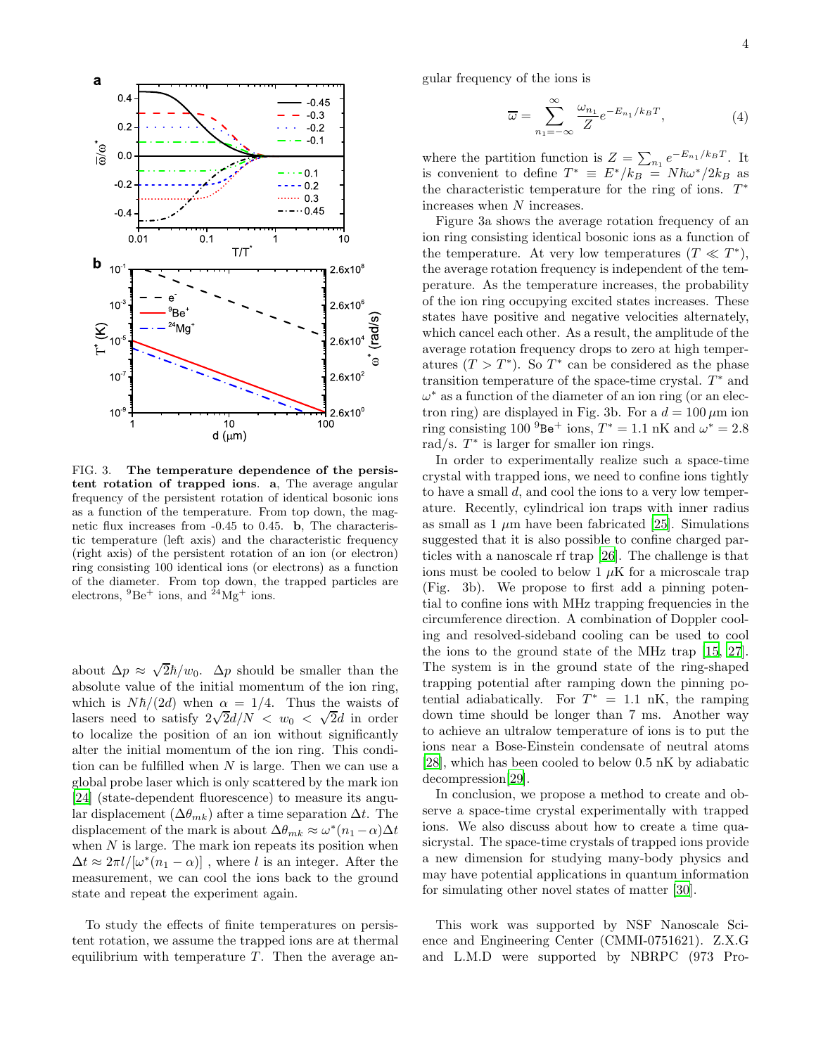a

0.4
0.2
0.0
-0.2
-0.4

$\overline{\omega}/\omega^*$

0.01 0.1 1 10

T/T*

-0.45
-0.3
-0.2
-0.1
0.1
0.2
0.3
0.45

b

$10^{-1}$
$10^{-3}$
$10^{-5}$
$10^{-7}$
$10^{-9}$

T* (K)

e⁻
⁹Be⁺
²⁴Mg⁺

1 10 100

d (μm)

2.6x10⁸
2.6x10⁶
2.6x10⁴
2.6x10²
2.6x10⁰

ω* (rad/s)

FIG. 3. **The temperature dependence of the persistent rotation of trapped ions**. **a**, The average angular frequency of the persistent rotation of identical bosonic ions as a function of the temperature. From top down, the magnetic flux increases from -0.45 to 0.45. **b**, The characteristic temperature (left axis) and the characteristic frequency (right axis) of the persistent rotation of an ion (or electron) ring consisting 100 identical ions (or electrons) as a function of the diameter. From top down, the trapped particles are electrons, $^9$Be$^+$ ions, and $^{24}$Mg$^+$ ions.

about $\Delta p \approx \sqrt{2}\hbar/w_0$. $\Delta p$ should be smaller than the absolute value of the initial momentum of the ion ring, which is $N\hbar/(2d)$ when $\alpha = 1/4$. Thus the waists of lasers need to satisfy $2\sqrt{2}d/N < w_0 < \sqrt{2}d$ in order to localize the position of an ion without significantly alter the initial momentum of the ion ring. This condition can be fulfilled when $N$ is large. Then we can use a global probe laser which is only scattered by the mark ion [24] (state-dependent fluorescence) to measure its angular displacement ($\Delta\theta_{mk}$) after a time separation $\Delta t$. The displacement of the mark is about $\Delta\theta_{mk} \approx \omega^*(n_1 - \alpha)\Delta t$ when $N$ is large. The mark ion repeats its position when $\Delta t \approx 2\pi l/[\omega^*(n_1 - \alpha)]$ , where $l$ is an integer. After the measurement, we can cool the ions back to the ground state and repeat the experiment again.

To study the effects of finite temperatures on persistent rotation, we assume the trapped ions are at thermal equilibrium with temperature $T$. Then the average angular frequency of the ions is

$$\overline{\omega} = \sum_{n_1=-\infty}^{\infty} \frac{\omega_{n_1}}{Z} e^{-E_{n_1}/k_B T}, \tag{4}$$

where the partition function is $Z = \sum_{n_1} e^{-E_{n_1}/k_B T}$. It is convenient to define $T^* \equiv E^*/k_B = N\hbar\omega^*/2k_B$ as the characteristic temperature for the ring of ions. $T^*$ increases when $N$ increases.

Figure 3a shows the average rotation frequency of an ion ring consisting identical bosonic ions as a function of the temperature. At very low temperatures ($T \ll T^*$), the average rotation frequency is independent of the temperature. As the temperature increases, the probability of the ion ring occupying excited states increases. These states have positive and negative velocities alternately, which cancel each other. As a result, the amplitude of the average rotation frequency drops to zero at high temperatures ($T > T^*$). So $T^*$ can be considered as the phase transition temperature of the space-time crystal. $T^*$ and $\omega^*$ as a function of the diameter of an ion ring (or an electron ring) are displayed in Fig. 3b. For a $d = 100\,\mu$m ion ring consisting 100 $^9$Be$^+$ ions, $T^* = 1.1$ nK and $\omega^* = 2.8$ rad/s. $T^*$ is larger for smaller ion rings.

In order to experimentally realize such a space-time crystal with trapped ions, we need to confine ions tightly to have a small $d$, and cool the ions to a very low temperature. Recently, cylindrical ion traps with inner radius as small as 1 $\mu$m have been fabricated [25]. Simulations suggested that it is also possible to confine charged particles with a nanoscale rf trap [26]. The challenge is that ions must be cooled to below 1 $\mu$K for a microscale trap (Fig. 3b). We propose to first add a pinning potential to confine ions with MHz trapping frequencies in the circumference direction. A combination of Doppler cooling and resolved-sideband cooling can be used to cool the ions to the ground state of the MHz trap [15, 27]. The system is in the ground state of the ring-shaped trapping potential after ramping down the pinning potential adiabatically. For $T^* = 1.1$ nK, the ramping down time should be longer than 7 ms. Another way to achieve an ultralow temperature of ions is to put the ions near a Bose-Einstein condensate of neutral atoms [28], which has been cooled to below 0.5 nK by adiabatic decompression[29].

In conclusion, we propose a method to create and observe a space-time crystal experimentally with trapped ions. We also discuss about how to create a time quasicrystal. The space-time crystals of trapped ions provide a new dimension for studying many-body physics and may have potential applications in quantum information for simulating other novel states of matter [30].

This work was supported by NSF Nanoscale Science and Engineering Center (CMMI-0751621). Z.X.G and L.M.D were supported by NBRPC (973 Pro-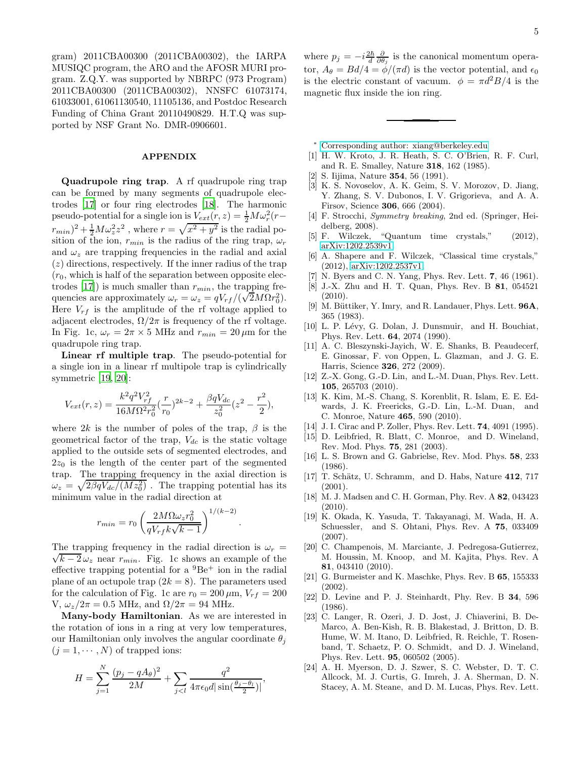gram) 2011CBA00300 (2011CBA00302), the IARPA MUSIQC program, the ARO and the AFOSR MURI program. Z.Q.Y. was supported by NBRPC (973 Program) 2011CBA00300 (2011CBA00302), NNSFC 61073174, 61033001, 61061130540, 11105136, and Postdoc Research Funding of China Grant 20110490829. H.T.Q was supported by NSF Grant No. DMR-0906601.

## APPENDIX

**Quadrupole ring trap**. A rf quadrupole ring trap can be formed by many segments of quadrupole electrodes [17] or four ring electrodes [18]. The harmonic pseudo-potential for a single ion is $V_{ext}(r,z) = \frac{1}{2}M\omega_r^2(r - r_{min})^2 + \frac{1}{2}M\omega_z^2 z^2$ , where $r = \sqrt{x^2+y^2}$ is the radial position of the ion, $r_{min}$ is the radius of the ring trap, $\omega_r$ and $\omega_z$ are trapping frequencies in the radial and axial ($z$) directions, respectively. If the inner radius of the trap ($r_0$, which is half of the separation between opposite electrodes [17]) is much smaller than $r_{min}$, the trapping frequencies are approximately $\omega_r = \omega_z = qV_{rf}/(\sqrt{2}M\Omega r_0^2)$. Here $V_{rf}$ is the amplitude of the rf voltage applied to adjacent electrodes, $\Omega/2\pi$ is frequency of the rf voltage. In Fig. 1c, $\omega_r = 2\pi \times 5$ MHz and $r_{min} = 20\,\mu$m for the quadrupole ring trap.

**Linear rf multiple trap**. The pseudo-potential for a single ion in a linear rf multipole trap is cylindrically symmetric [19, 20]:

$$V_{ext}(r,z) = \frac{k^2q^2V_{rf}^2}{16M\Omega^2 r_0^2}(\frac{r}{r_0})^{2k-2} + \frac{\beta q V_{dc}}{z_0^2}(z^2 - \frac{r^2}{2}),$$

where $2k$ is the number of poles of the trap, $\beta$ is the geometrical factor of the trap, $V_{dc}$ is the static voltage applied to the outside sets of segmented electrodes, and $2z_0$ is the length of the center part of the segmented trap. The trapping frequency in the axial direction is $\omega_z = \sqrt{2\beta q V_{dc}/(Mz_0^2)}$ . The trapping potential has its minimum value in the radial direction at

$$r_{min} = r_0\left(\frac{2M\Omega\omega_z r_0^2}{qV_{rf}k\sqrt{k-1}}\right)^{1/(k-2)}.$$

The trapping frequency in the radial direction is $\omega_r = \sqrt{k-2}\,\omega_z$ near $r_{min}$. Fig. 1c shows an example of the effective trapping potential for a $^9$Be$^+$ ion in the radial plane of an octupole trap ($2k = 8$). The parameters used for the calculation of Fig. 1c are $r_0 = 200\,\mu$m, $V_{rf} = 200$ V, $\omega_z/2\pi = 0.5$ MHz, and $\Omega/2\pi = 94$ MHz.

**Many-body Hamiltonian**. As we are interested in the rotation of ions in a ring at very low temperatures, our Hamiltonian only involves the angular coordinate $\theta_j$ ($j = 1, \cdots, N$) of trapped ions:

$$H = \sum_{j=1}^{N}\frac{(p_j - qA_\theta)^2}{2M} + \sum_{j<l}\frac{q^2}{4\pi\epsilon_0 d|\sin(\frac{\theta_j - \theta_l}{2})|},$$

where $p_j = -i\frac{2\hbar}{d}\frac{\partial}{\partial\theta_j}$ is the canonical momentum operator, $A_\theta = Bd/4 = \phi/(\pi d)$ is the vector potential, and $\epsilon_0$ is the electric constant of vacuum. $\phi = \pi d^2 B/4$ is the magnetic flux inside the ion ring.

---

* Corresponding author: xiang@berkeley.edu

[1] H. W. Kroto, J. R. Heath, S. C. O'Brien, R. F. Curl, and R. E. Smalley, Nature **318**, 162 (1985).
[2] S. Iijima, Nature **354**, 56 (1991).
[3] K. S. Novoselov, A. K. Geim, S. V. Morozov, D. Jiang, Y. Zhang, S. V. Dubonos, I. V. Grigorieva, and A. A. Firsov, Science **306**, 666 (2004).
[4] F. Strocchi, *Symmetry breaking*, 2nd ed. (Springer, Heidelberg, 2008).
[5] F. Wilczek, "Quantum time crystals," (2012), arXiv:1202.2539v1.
[6] A. Shapere and F. Wilczek, "Classical time crystals," (2012), arXiv:1202.2537v1.
[7] N. Byers and C. N. Yang, Phys. Rev. Lett. **7**, 46 (1961).
[8] J.-X. Zhu and H. T. Quan, Phys. Rev. B **81**, 054521 (2010).
[9] M. Büttiker, Y. Imry, and R. Landauer, Phys. Lett. **96A**, 365 (1983).
[10] L. P. Lévy, G. Dolan, J. Dunsmuir, and H. Bouchiat, Phys. Rev. Lett. **64**, 2074 (1990).
[11] A. C. Bleszynski-Jayich, W. E. Shanks, B. Peaudecerf, E. Ginossar, F. von Oppen, L. Glazman, and J. G. E. Harris, Science **326**, 272 (2009).
[12] Z.-X. Gong, G.-D. Lin, and L.-M. Duan, Phys. Rev. Lett. **105**, 265703 (2010).
[13] K. Kim, M.-S. Chang, S. Korenblit, R. Islam, E. E. Edwards, J. K. Freericks, G.-D. Lin, L.-M. Duan, and C. Monroe, Nature **465**, 590 (2010).
[14] J. I. Cirac and P. Zoller, Phys. Rev. Lett. **74**, 4091 (1995).
[15] D. Leibfried, R. Blatt, C. Monroe, and D. Wineland, Rev. Mod. Phys. **75**, 281 (2003).
[16] L. S. Brown and G. Gabrielse, Rev. Mod. Phys. **58**, 233 (1986).
[17] T. Schätz, U. Schramm, and D. Habs, Nature **412**, 717 (2001).
[18] M. J. Madsen and C. H. Gorman, Phy. Rev. A **82**, 043423 (2010).
[19] K. Okada, K. Yasuda, T. Takayanagi, M. Wada, H. A. Schuessler, and S. Ohtani, Phys. Rev. A **75**, 033409 (2007).
[20] C. Champenois, M. Marciante, J. Pedregosa-Gutierrez, M. Houssin, M. Knoop, and M. Kajita, Phys. Rev. A **81**, 043410 (2010).
[21] G. Burmeister and K. Maschke, Phys. Rev. B **65**, 155333 (2002).
[22] D. Levine and P. J. Steinhardt, Phy. Rev. B **34**, 596 (1986).
[23] C. Langer, R. Ozeri, J. D. Jost, J. Chiaverini, B. DeMarco, A. Ben-Kish, R. B. Blakestad, J. Britton, D. B. Hume, W. M. Itano, D. Leibfried, R. Reichle, T. Rosenband, T. Schaetz, P. O. Schmidt, and D. J. Wineland, Phys. Rev. Lett. **95**, 060502 (2005).
[24] A. H. Myerson, D. J. Szwer, S. C. Webster, D. T. C. Allcock, M. J. Curtis, G. Imreh, J. A. Sherman, D. N. Stacey, A. M. Steane, and D. M. Lucas, Phys. Rev. Lett.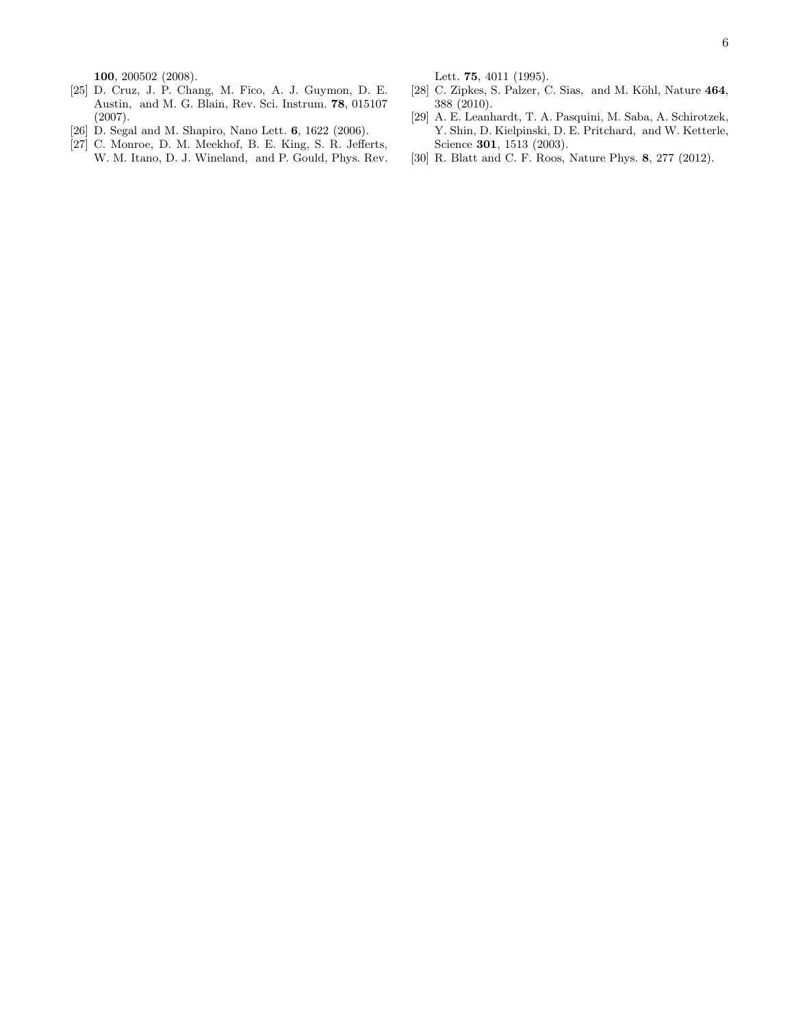**100**, 200502 (2008).

[25] D. Cruz, J. P. Chang, M. Fico, A. J. Guymon, D. E. Austin, and M. G. Blain, Rev. Sci. Instrum. **78**, 015107 (2007).

[26] D. Segal and M. Shapiro, Nano Lett. **6**, 1622 (2006).

[27] C. Monroe, D. M. Meekhof, B. E. King, S. R. Jefferts, W. M. Itano, D. J. Wineland, and P. Gould, Phys. Rev. Lett. **75**, 4011 (1995).

[28] C. Zipkes, S. Palzer, C. Sias, and M. Köhl, Nature **464**, 388 (2010).

[29] A. E. Leanhardt, T. A. Pasquini, M. Saba, A. Schirotzek, Y. Shin, D. Kielpinski, D. E. Pritchard, and W. Ketterle, Science **301**, 1513 (2003).

[30] R. Blatt and C. F. Roos, Nature Phys. **8**, 277 (2012).